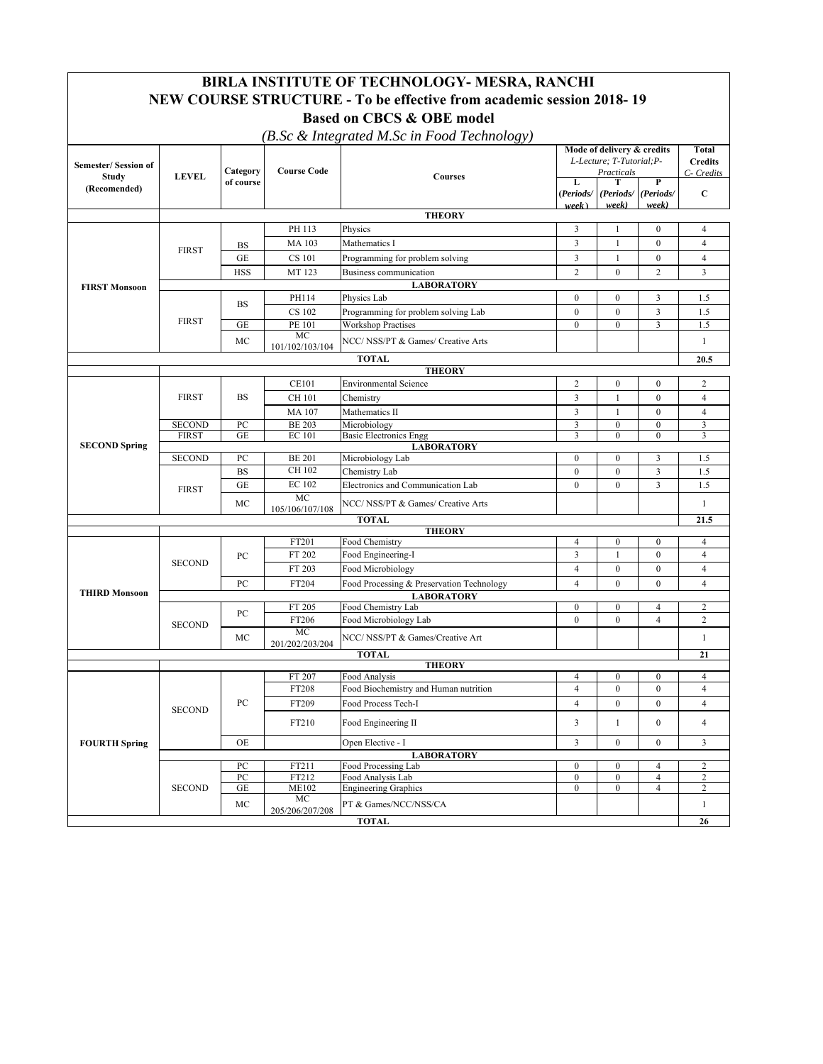# BIRLA INSTITUTE OF TECHNOLOGY- MESRA, RANCHI

## NEW COURSE STRUCTURE - To be effective from academic session 2018- 19

### Based on CBCS & OBE model

*(B.Sc & Integrated M.Sc in Food Technology)*

| Semester/ Session of Study (Recomended) | LEVEL | Category of course | Course Code | Courses | Mode of delivery & credits L-Lecture; T-Tutorial;P-Practicals | | | Total Credits C- Credits |
|---|---|---|---|---|---|---|---|---|
| | | | | | L (Periods/ week) | T (Periods/ week) | P (Periods/ week) | C |
| | | | | **THEORY** | | | | |
| FIRST Monsoon | FIRST | BS | PH 113 | Physics | 3 | 1 | 0 | 4 |
| | | BS | MA 103 | Mathematics I | 3 | 1 | 0 | 4 |
| | | GE | CS 101 | Programming for problem solving | 3 | 1 | 0 | 4 |
| | | HSS | MT 123 | Business communication | 2 | 0 | 2 | 3 |
| | | | | **LABORATORY** | | | | |
| | FIRST | BS | PH114 | Physics Lab | 0 | 0 | 3 | 1.5 |
| | | BS | CS 102 | Programming for problem solving Lab | 0 | 0 | 3 | 1.5 |
| | | GE | PE 101 | Workshop Practises | 0 | 0 | 3 | 1.5 |
| | | MC | MC 101/102/103/104 | NCC/ NSS/PT & Games/ Creative Arts | | | | 1 |
| | | | | **TOTAL** | | | | **20.5** |
| | | | | **THEORY** | | | | |
| SECOND Spring | FIRST | BS | CE101 | Environmental Science | 2 | 0 | 0 | 2 |
| | FIRST | BS | CH 101 | Chemistry | 3 | 1 | 0 | 4 |
| | FIRST | BS | MA 107 | Mathematics II | 3 | 1 | 0 | 4 |
| | SECOND | PC | BE 203 | Microbiology | 3 | 0 | 0 | 3 |
| | FIRST | GE | EC 101 | Basic Electronics Engg | 3 | 0 | 0 | 3 |
| | | | | **LABORATORY** | | | | |
| | SECOND | PC | BE 201 | Microbiology Lab | 0 | 0 | 3 | 1.5 |
| | FIRST | BS | CH 102 | Chemistry Lab | 0 | 0 | 3 | 1.5 |
| | FIRST | GE | EC 102 | Electronics and Communication Lab | 0 | 0 | 3 | 1.5 |
| | FIRST | MC | MC 105/106/107/108 | NCC/ NSS/PT & Games/ Creative Arts | | | | 1 |
| | | | | **TOTAL** | | | | **21.5** |
| | | | | **THEORY** | | | | |
| THIRD Monsoon | SECOND | PC | FT201 | Food Chemistry | 4 | 0 | 0 | 4 |
| | | PC | FT 202 | Food Engineering-I | 3 | 1 | 0 | 4 |
| | | PC | FT 203 | Food Microbiology | 4 | 0 | 0 | 4 |
| | | PC | FT204 | Food Processing & Preservation Technology | 4 | 0 | 0 | 4 |
| | | | | **LABORATORY** | | | | |
| | SECOND | PC | FT 205 | Food Chemistry Lab | 0 | 0 | 4 | 2 |
| | | PC | FT206 | Food Microbiology Lab | 0 | 0 | 4 | 2 |
| | | MC | MC 201/202/203/204 | NCC/ NSS/PT & Games/Creative Art | | | | 1 |
| | | | | **TOTAL** | | | | **21** |
| | | | | **THEORY** | | | | |
| FOURTH Spring | SECOND | PC | FT 207 | Food Analysis | 4 | 0 | 0 | 4 |
| | | PC | FT208 | Food Biochemistry and Human nutrition | 4 | 0 | 0 | 4 |
| | | PC | FT209 | Food Process Tech-I | 4 | 0 | 0 | 4 |
| | | PC | FT210 | Food Engineering II | 3 | 1 | 0 | 4 |
| | | OE | | Open Elective - I | 3 | 0 | 0 | 3 |
| | | | | **LABORATORY** | | | | |
| | SECOND | PC | FT211 | Food Processing Lab | 0 | 0 | 4 | 2 |
| | | PC | FT212 | Food Analysis Lab | 0 | 0 | 4 | 2 |
| | | GE | ME102 | Engineering Graphics | 0 | 0 | 4 | 2 |
| | | MC | MC 205/206/207/208 | PT & Games/NCC/NSS/CA | | | | 1 |
| | | | | **TOTAL** | | | | **26** |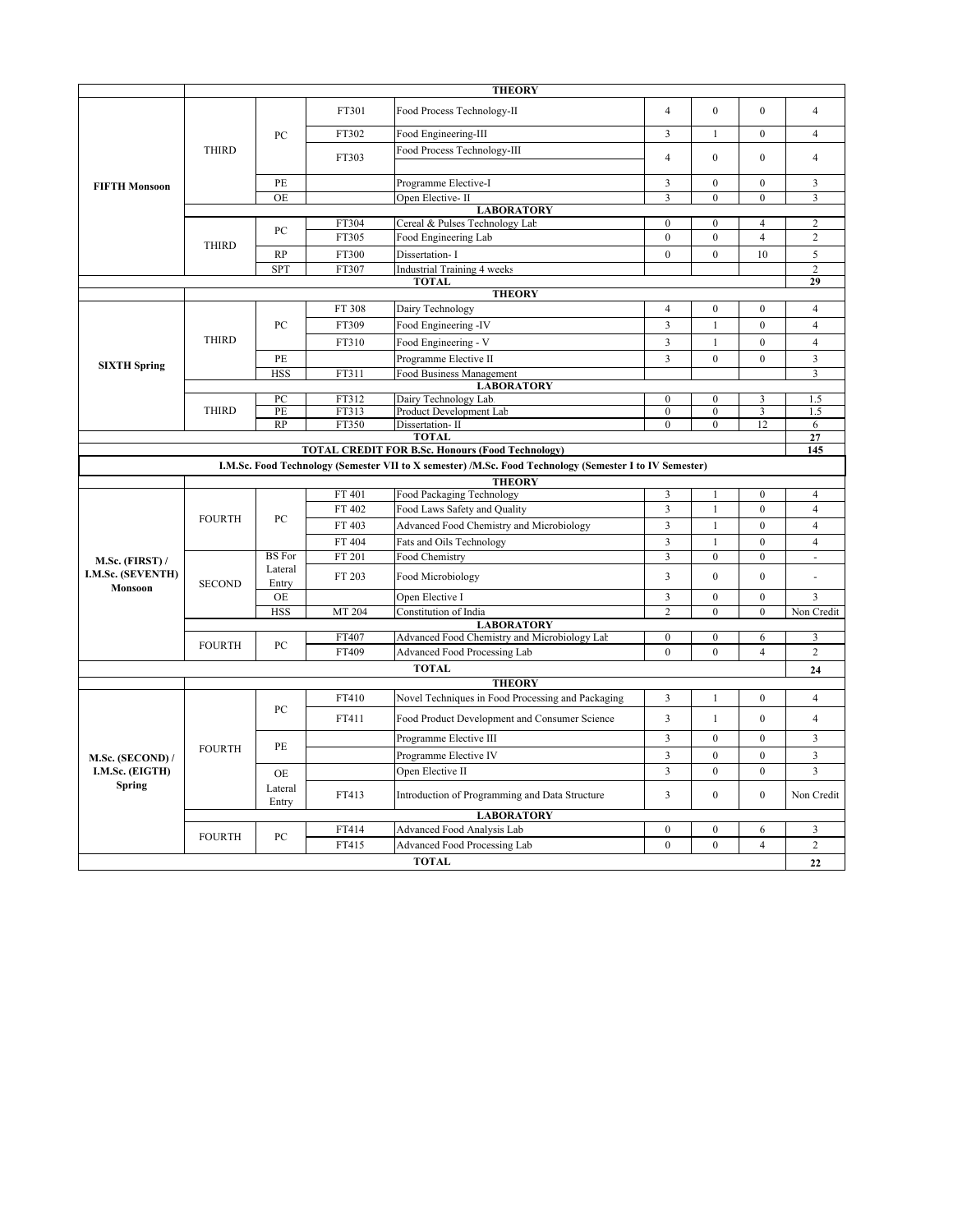| Semester | Year | Category | Code | Course | L | T | P | Credit |
|---|---|---|---|---|---|---|---|---|
| | | | | **THEORY** | | | | |
| **FIFTH Monsoon** | THIRD | PC | FT301 | Food Process Technology-II | 4 | 0 | 0 | 4 |
| | | | FT302 | Food Engineering-III | 3 | 1 | 0 | 4 |
| | | | FT303 | Food Process Technology-III | 4 | 0 | 0 | 4 |
| | | PE | | Programme Elective-I | 3 | 0 | 0 | 3 |
| | | OE | | Open Elective- II | 3 | 0 | 0 | 3 |
| | | | | **LABORATORY** | | | | |
| | THIRD | PC | FT304 | Cereal & Pulses Technology Lab | 0 | 0 | 4 | 2 |
| | | | FT305 | Food Engineering Lab | 0 | 0 | 4 | 2 |
| | | RP | FT300 | Dissertation- I | 0 | 0 | 10 | 5 |
| | | SPT | FT307 | Industrial Training 4 weeks | | | | 2 |
| | | | | **TOTAL** | | | | **29** |
| | | | | **THEORY** | | | | |
| **SIXTH Spring** | THIRD | PC | FT 308 | Dairy Technology | 4 | 0 | 0 | 4 |
| | | | FT309 | Food Engineering -IV | 3 | 1 | 0 | 4 |
| | | | FT310 | Food Engineering - V | 3 | 1 | 0 | 4 |
| | | PE | | Programme Elective II | 3 | 0 | 0 | 3 |
| | | HSS | FT311 | Food Business Management | | | | 3 |
| | | | | **LABORATORY** | | | | |
| | THIRD | PC | FT312 | Dairy Technology Lab | 0 | 0 | 3 | 1.5 |
| | | PE | FT313 | Product Development Lab | 0 | 0 | 3 | 1.5 |
| | | RP | FT350 | Dissertation- II | 0 | 0 | 12 | 6 |
| | | | | **TOTAL** | | | | **27** |
| | | | | **TOTAL CREDIT FOR B.Sc. Honours (Food Technology)** | | | | **145** |
| | | | | **I.M.Sc. Food Technology (Semester VII to X semester) /M.Sc. Food Technology (Semester I to IV Semester)** | | | | |
| | | | | **THEORY** | | | | |
| **M.Sc. (FIRST) / I.M.Sc. (SEVENTH) Monsoon** | FOURTH | PC | FT 401 | Food Packaging Technology | 3 | 1 | 0 | 4 |
| | | | FT 402 | Food Laws Safety and Quality | 3 | 1 | 0 | 4 |
| | | | FT 403 | Advanced Food Chemistry and Microbiology | 3 | 1 | 0 | 4 |
| | | | FT 404 | Fats and Oils Technology | 3 | 1 | 0 | 4 |
| | SECOND | BS For Lateral Entry | FT 201 | Food Chemistry | 3 | 0 | 0 | - |
| | | | FT 203 | Food Microbiology | 3 | 0 | 0 | - |
| | | OE | | Open Elective I | 3 | 0 | 0 | 3 |
| | | HSS | MT 204 | Constitution of India | 2 | 0 | 0 | Non Credit |
| | | | | **LABORATORY** | | | | |
| | FOURTH | PC | FT407 | Advanced Food Chemistry and Microbiology Lab | 0 | 0 | 6 | 3 |
| | | | FT409 | Advanced Food Processing Lab | 0 | 0 | 4 | 2 |
| | | | | **TOTAL** | | | | **24** |
| | | | | **THEORY** | | | | |
| **M.Sc. (SECOND) / I.M.Sc. (EIGTH) Spring** | FOURTH | PC | FT410 | Novel Techniques in Food Processing and Packaging | 3 | 1 | 0 | 4 |
| | | | FT411 | Food Product Development and Consumer Science | 3 | 1 | 0 | 4 |
| | | PE | | Programme Elective III | 3 | 0 | 0 | 3 |
| | | | | Programme Elective IV | 3 | 0 | 0 | 3 |
| | | OE | | Open Elective II | 3 | 0 | 0 | 3 |
| | | Lateral Entry | FT413 | Introduction of Programming and Data Structure | 3 | 0 | 0 | Non Credit |
| | | | | **LABORATORY** | | | | |
| | FOURTH | PC | FT414 | Advanced Food Analysis Lab | 0 | 0 | 6 | 3 |
| | | | FT415 | Advanced Food Processing Lab | 0 | 0 | 4 | 2 |
| | | | | **TOTAL** | | | | **22** |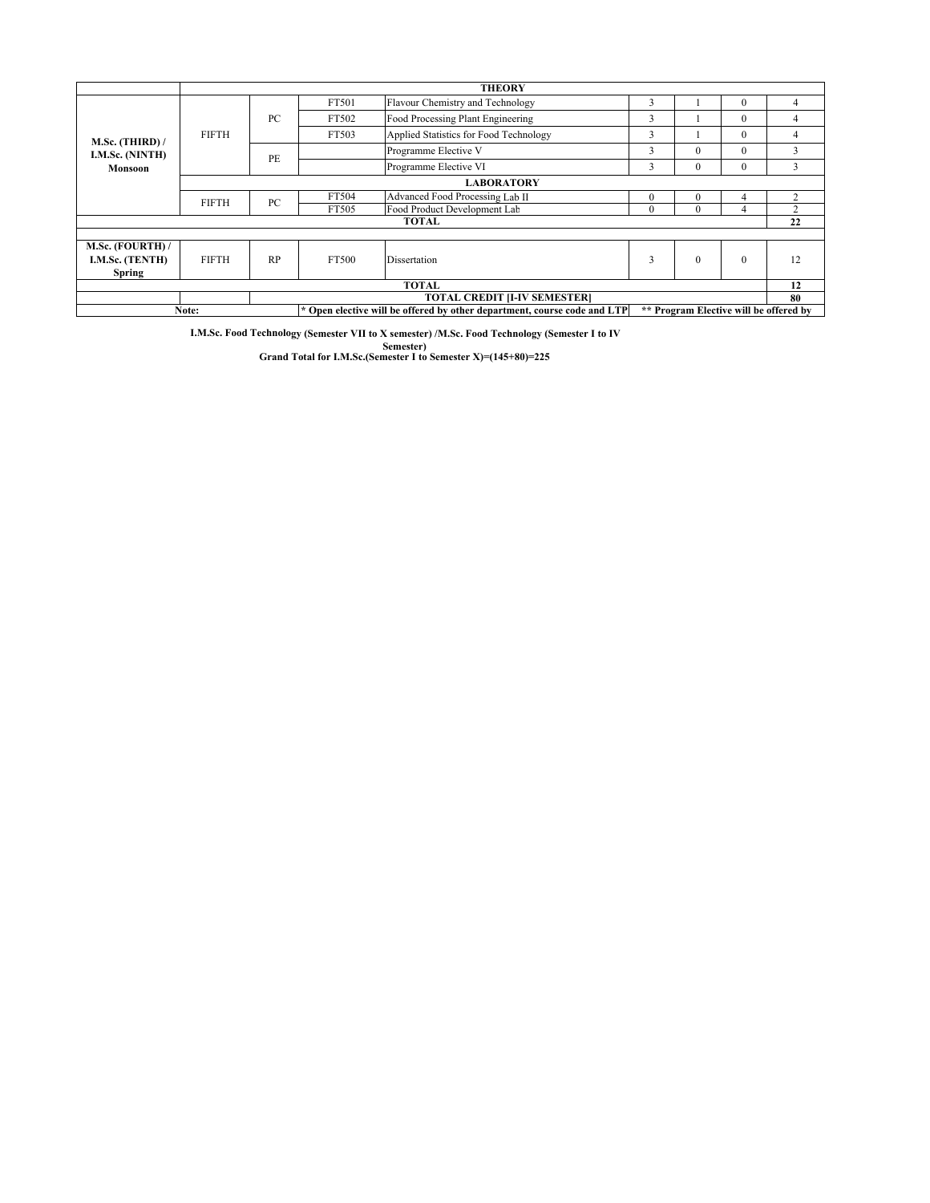| | | | | | | | | |
|---|---|---|---|---|---|---|---|---|
| | **THEORY** | | | | | | | |
| **M.Sc. (THIRD) / I.M.Sc. (NINTH) Monsoon** | FIFTH | PC | FT501 | Flavour Chemistry and Technology | 3 | 1 | 0 | 4 |
| | | | FT502 | Food Processing Plant Engineering | 3 | 1 | 0 | 4 |
| | | | FT503 | Applied Statistics for Food Technology | 3 | 1 | 0 | 4 |
| | | PE | | Programme Elective V | 3 | 0 | 0 | 3 |
| | | | | Programme Elective VI | 3 | 0 | 0 | 3 |
| | **LABORATORY** | | | | | | | |
| | FIFTH | PC | FT504 | Advanced Food Processing Lab II | 0 | 0 | 4 | 2 |
| | | | FT505 | Food Product Development Lab | 0 | 0 | 4 | 2 |
| **TOTAL** | | | | | | | | **22** |
| | | | | | | | | |
| **M.Sc. (FOURTH) / I.M.Sc. (TENTH) Spring** | FIFTH | RP | FT500 | Dissertation | 3 | 0 | 0 | 12 |
| **TOTAL** | | | | | | | | **12** |
| | | **TOTAL CREDIT [I-IV SEMESTER]** | | | | | | **80** |
| **Note:** | | | **\* Open elective will be offered by other department, course code and LTP** | | **\*\* Program Elective will be offered by** | | | |

**I.M.Sc. Food Technology (Semester VII to X semester) /M.Sc. Food Technology (Semester I to IV Semester)**

**Grand Total for I.M.Sc.(Semester I to Semester X)=(145+80)=225**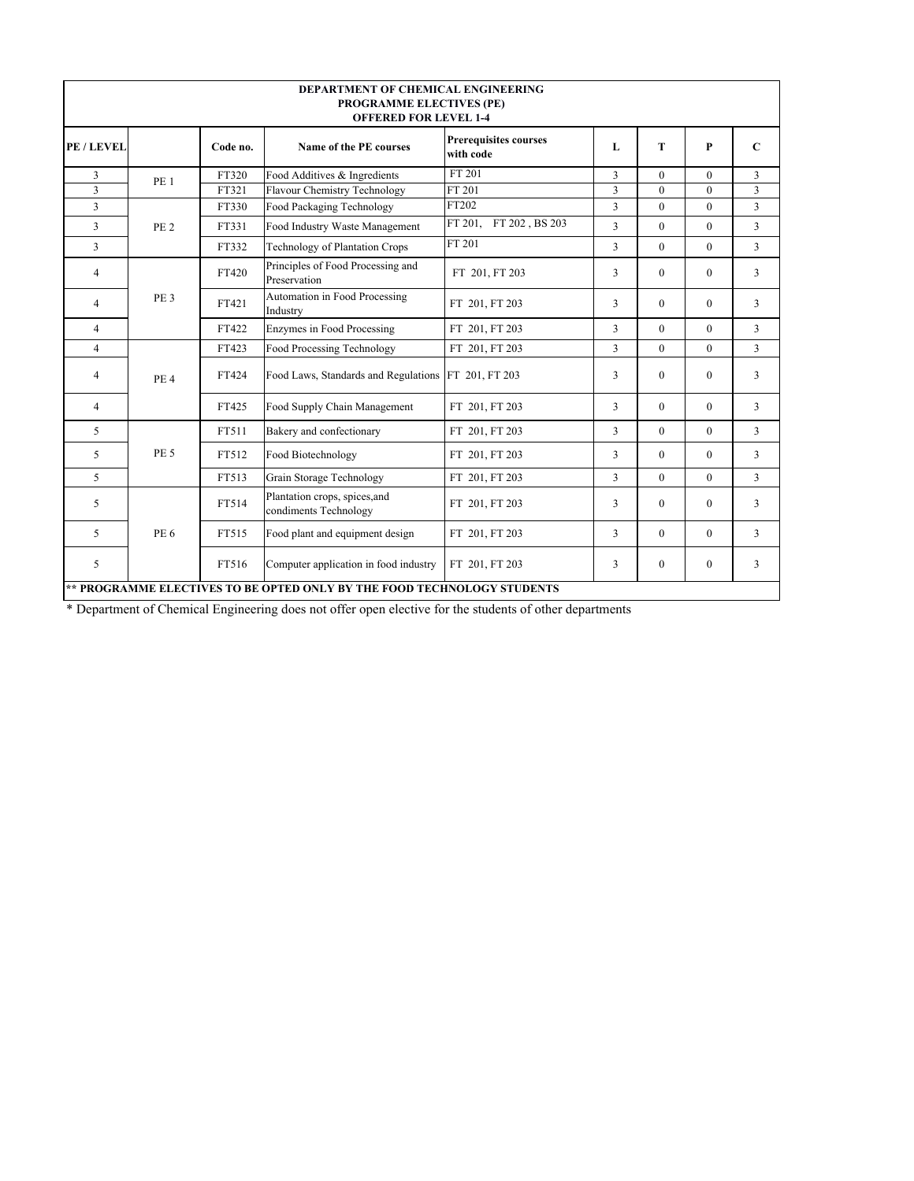**DEPARTMENT OF CHEMICAL ENGINEERING**
**PROGRAMME ELECTIVES (PE)**
**OFFERED FOR LEVEL 1-4**

| PE / LEVEL | | Code no. | Name of the PE courses | Prerequisites courses with code | L | T | P | C |
|---|---|---|---|---|---|---|---|---|
| 3 | PE 1 | FT320 | Food Additives & Ingredients | FT 201 | 3 | 0 | 0 | 3 |
| 3 | | FT321 | Flavour Chemistry Technology | FT 201 | 3 | 0 | 0 | 3 |
| 3 | PE 2 | FT330 | Food Packaging Technology | FT202 | 3 | 0 | 0 | 3 |
| 3 | | FT331 | Food Industry Waste Management | FT 201, FT 202 , BS 203 | 3 | 0 | 0 | 3 |
| 3 | | FT332 | Technology of Plantation Crops | FT 201 | 3 | 0 | 0 | 3 |
| 4 | PE 3 | FT420 | Principles of Food Processing and Preservation | FT 201, FT 203 | 3 | 0 | 0 | 3 |
| 4 | | FT421 | Automation in Food Processing Industry | FT 201, FT 203 | 3 | 0 | 0 | 3 |
| 4 | | FT422 | Enzymes in Food Processing | FT 201, FT 203 | 3 | 0 | 0 | 3 |
| 4 | PE 4 | FT423 | Food Processing Technology | FT 201, FT 203 | 3 | 0 | 0 | 3 |
| 4 | | FT424 | Food Laws, Standards and Regulations | FT 201, FT 203 | 3 | 0 | 0 | 3 |
| 4 | | FT425 | Food Supply Chain Management | FT 201, FT 203 | 3 | 0 | 0 | 3 |
| 5 | PE 5 | FT511 | Bakery and confectionary | FT 201, FT 203 | 3 | 0 | 0 | 3 |
| 5 | | FT512 | Food Biotechnology | FT 201, FT 203 | 3 | 0 | 0 | 3 |
| 5 | | FT513 | Grain Storage Technology | FT 201, FT 203 | 3 | 0 | 0 | 3 |
| 5 | PE 6 | FT514 | Plantation crops, spices,and condiments Technology | FT 201, FT 203 | 3 | 0 | 0 | 3 |
| 5 | | FT515 | Food plant and equipment design | FT 201, FT 203 | 3 | 0 | 0 | 3 |
| 5 | | FT516 | Computer application in food industry | FT 201, FT 203 | 3 | 0 | 0 | 3 |

**** PROGRAMME ELECTIVES TO BE OPTED ONLY BY THE FOOD TECHNOLOGY STUDENTS**

* Department of Chemical Engineering does not offer open elective for the students of other departments